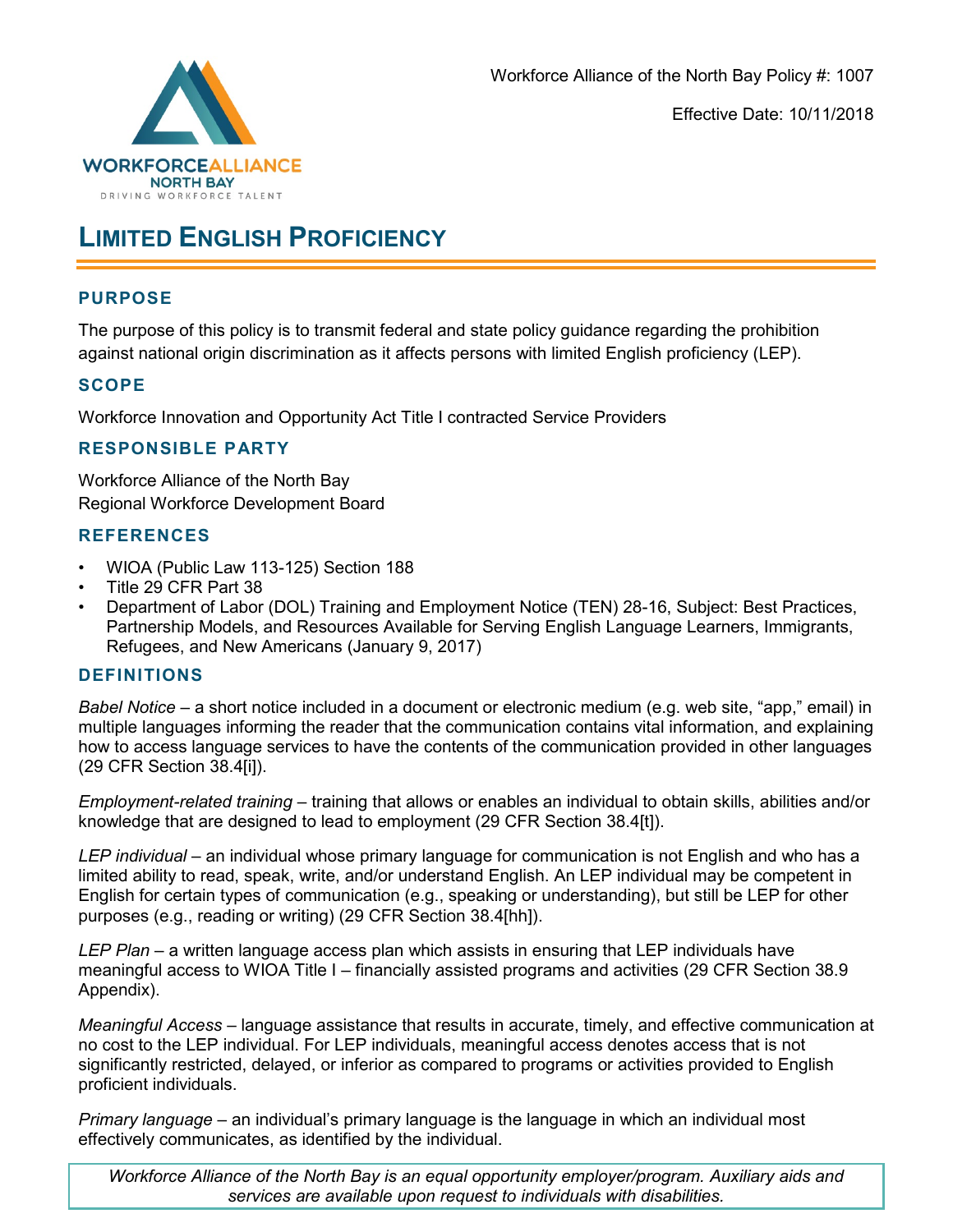Workforce Alliance of the North Bay Policy #: 1007

Effective Date: 10/11/2018

# LIMITED ENGLISH PROFICIENCY

## PURPOSE

The purpose of this policy is to transmit federal and state policy guidance regarding the prohibition against national origin discrimination as it affects persons with limited English proficiency (LEP).

## SCOPE

Workforce Innovation and Opportunity Act Title I contracted Service Providers

## RESPONSIBLE PARTY

Workforce Alliance of the North Bay
Regional Workforce Development Board

## REFERENCES

- WIOA (Public Law 113-125) Section 188
- Title 29 CFR Part 38
- Department of Labor (DOL) Training and Employment Notice (TEN) 28-16, Subject: Best Practices, Partnership Models, and Resources Available for Serving English Language Learners, Immigrants, Refugees, and New Americans (January 9, 2017)

## DEFINITIONS

*Babel Notice* – a short notice included in a document or electronic medium (e.g. web site, "app," email) in multiple languages informing the reader that the communication contains vital information, and explaining how to access language services to have the contents of the communication provided in other languages (29 CFR Section 38.4[i]).

*Employment-related training* – training that allows or enables an individual to obtain skills, abilities and/or knowledge that are designed to lead to employment (29 CFR Section 38.4[t]).

*LEP individual* – an individual whose primary language for communication is not English and who has a limited ability to read, speak, write, and/or understand English. An LEP individual may be competent in English for certain types of communication (e.g., speaking or understanding), but still be LEP for other purposes (e.g., reading or writing) (29 CFR Section 38.4[hh]).

*LEP Plan* – a written language access plan which assists in ensuring that LEP individuals have meaningful access to WIOA Title I – financially assisted programs and activities (29 CFR Section 38.9 Appendix).

*Meaningful Access* – language assistance that results in accurate, timely, and effective communication at no cost to the LEP individual. For LEP individuals, meaningful access denotes access that is not significantly restricted, delayed, or inferior as compared to programs or activities provided to English proficient individuals.

*Primary language* – an individual's primary language is the language in which an individual most effectively communicates, as identified by the individual.

*Workforce Alliance of the North Bay is an equal opportunity employer/program. Auxiliary aids and services are available upon request to individuals with disabilities.*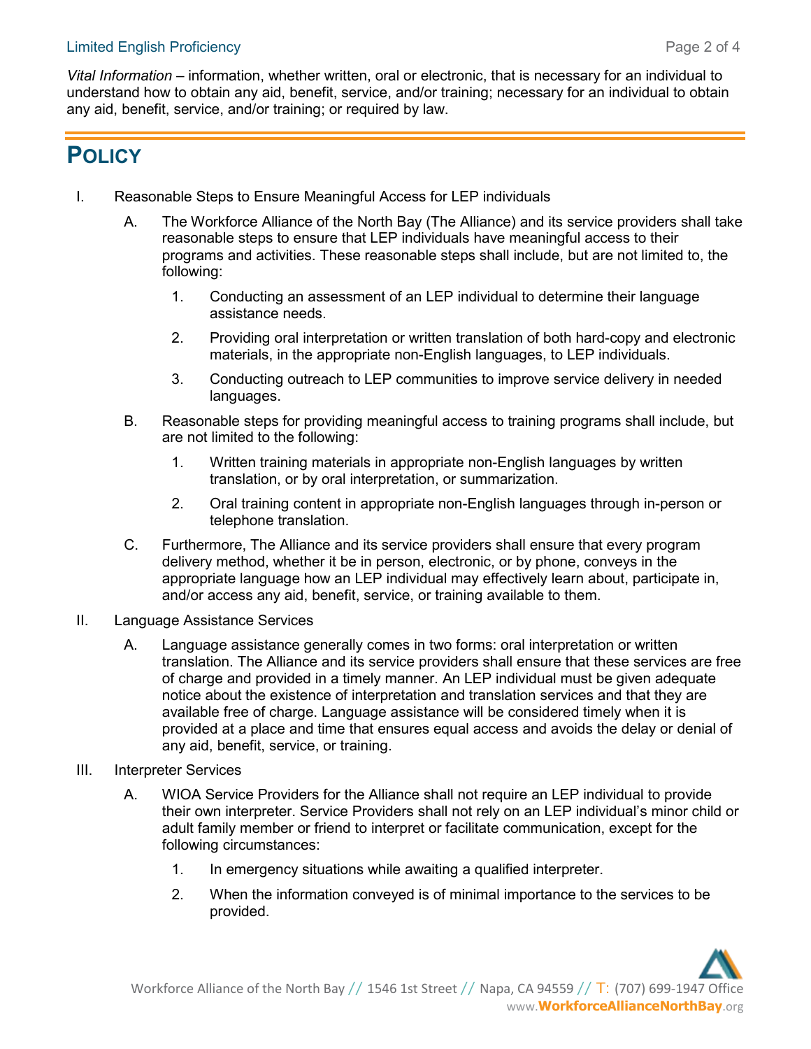*Vital Information* – information, whether written, oral or electronic, that is necessary for an individual to understand how to obtain any aid, benefit, service, and/or training; necessary for an individual to obtain any aid, benefit, service, and/or training; or required by law.

# POLICY

I. Reasonable Steps to Ensure Meaningful Access for LEP individuals

   A. The Workforce Alliance of the North Bay (The Alliance) and its service providers shall take reasonable steps to ensure that LEP individuals have meaningful access to their programs and activities. These reasonable steps shall include, but are not limited to, the following:

      1. Conducting an assessment of an LEP individual to determine their language assistance needs.

      2. Providing oral interpretation or written translation of both hard-copy and electronic materials, in the appropriate non-English languages, to LEP individuals.

      3. Conducting outreach to LEP communities to improve service delivery in needed languages.

   B. Reasonable steps for providing meaningful access to training programs shall include, but are not limited to the following:

      1. Written training materials in appropriate non-English languages by written translation, or by oral interpretation, or summarization.

      2. Oral training content in appropriate non-English languages through in-person or telephone translation.

   C. Furthermore, The Alliance and its service providers shall ensure that every program delivery method, whether it be in person, electronic, or by phone, conveys in the appropriate language how an LEP individual may effectively learn about, participate in, and/or access any aid, benefit, service, or training available to them.

II. Language Assistance Services

   A. Language assistance generally comes in two forms: oral interpretation or written translation. The Alliance and its service providers shall ensure that these services are free of charge and provided in a timely manner. An LEP individual must be given adequate notice about the existence of interpretation and translation services and that they are available free of charge. Language assistance will be considered timely when it is provided at a place and time that ensures equal access and avoids the delay or denial of any aid, benefit, service, or training.

III. Interpreter Services

   A. WIOA Service Providers for the Alliance shall not require an LEP individual to provide their own interpreter. Service Providers shall not rely on an LEP individual's minor child or adult family member or friend to interpret or facilitate communication, except for the following circumstances:

      1. In emergency situations while awaiting a qualified interpreter.

      2. When the information conveyed is of minimal importance to the services to be provided.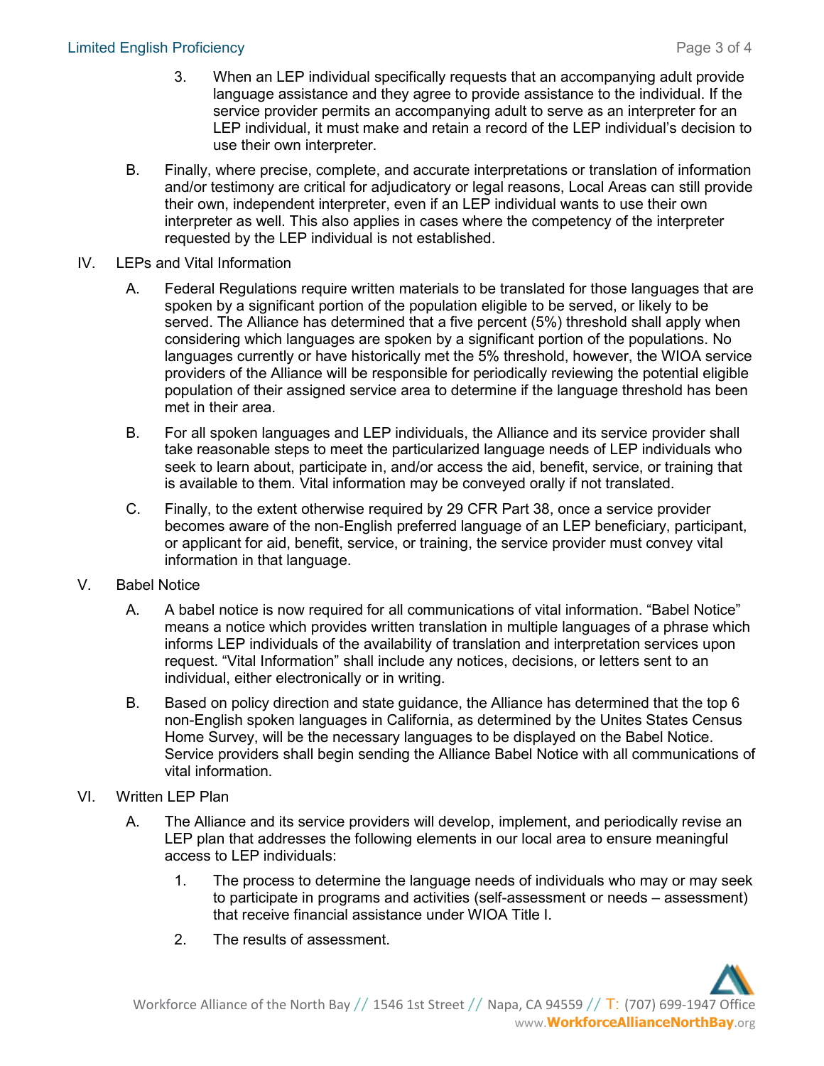3. When an LEP individual specifically requests that an accompanying adult provide language assistance and they agree to provide assistance to the individual. If the service provider permits an accompanying adult to serve as an interpreter for an LEP individual, it must make and retain a record of the LEP individual's decision to use their own interpreter.

B. Finally, where precise, complete, and accurate interpretations or translation of information and/or testimony are critical for adjudicatory or legal reasons, Local Areas can still provide their own, independent interpreter, even if an LEP individual wants to use their own interpreter as well. This also applies in cases where the competency of the interpreter requested by the LEP individual is not established.

IV. LEPs and Vital Information

A. Federal Regulations require written materials to be translated for those languages that are spoken by a significant portion of the population eligible to be served, or likely to be served. The Alliance has determined that a five percent (5%) threshold shall apply when considering which languages are spoken by a significant portion of the populations. No languages currently or have historically met the 5% threshold, however, the WIOA service providers of the Alliance will be responsible for periodically reviewing the potential eligible population of their assigned service area to determine if the language threshold has been met in their area.

B. For all spoken languages and LEP individuals, the Alliance and its service provider shall take reasonable steps to meet the particularized language needs of LEP individuals who seek to learn about, participate in, and/or access the aid, benefit, service, or training that is available to them. Vital information may be conveyed orally if not translated.

C. Finally, to the extent otherwise required by 29 CFR Part 38, once a service provider becomes aware of the non-English preferred language of an LEP beneficiary, participant, or applicant for aid, benefit, service, or training, the service provider must convey vital information in that language.

V. Babel Notice

A. A babel notice is now required for all communications of vital information. "Babel Notice" means a notice which provides written translation in multiple languages of a phrase which informs LEP individuals of the availability of translation and interpretation services upon request. "Vital Information" shall include any notices, decisions, or letters sent to an individual, either electronically or in writing.

B. Based on policy direction and state guidance, the Alliance has determined that the top 6 non-English spoken languages in California, as determined by the Unites States Census Home Survey, will be the necessary languages to be displayed on the Babel Notice. Service providers shall begin sending the Alliance Babel Notice with all communications of vital information.

VI. Written LEP Plan

A. The Alliance and its service providers will develop, implement, and periodically revise an LEP plan that addresses the following elements in our local area to ensure meaningful access to LEP individuals:

1. The process to determine the language needs of individuals who may or may seek to participate in programs and activities (self-assessment or needs – assessment) that receive financial assistance under WIOA Title I.

2. The results of assessment.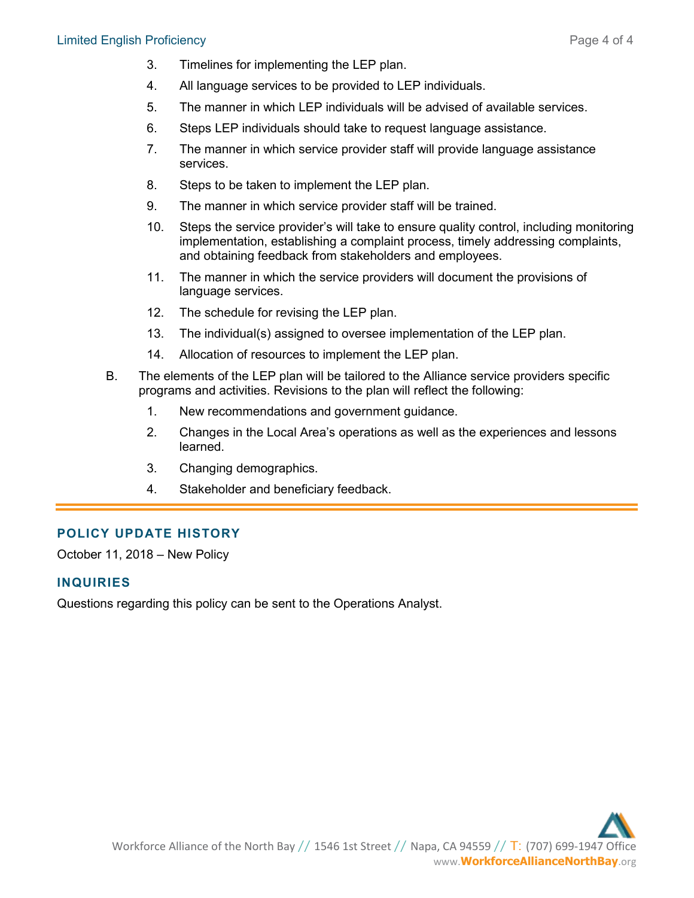3. Timelines for implementing the LEP plan.
4. All language services to be provided to LEP individuals.
5. The manner in which LEP individuals will be advised of available services.
6. Steps LEP individuals should take to request language assistance.
7. The manner in which service provider staff will provide language assistance services.
8. Steps to be taken to implement the LEP plan.
9. The manner in which service provider staff will be trained.
10. Steps the service provider's will take to ensure quality control, including monitoring implementation, establishing a complaint process, timely addressing complaints, and obtaining feedback from stakeholders and employees.
11. The manner in which the service providers will document the provisions of language services.
12. The schedule for revising the LEP plan.
13. The individual(s) assigned to oversee implementation of the LEP plan.
14. Allocation of resources to implement the LEP plan.

B. The elements of the LEP plan will be tailored to the Alliance service providers specific programs and activities. Revisions to the plan will reflect the following:

1. New recommendations and government guidance.
2. Changes in the Local Area's operations as well as the experiences and lessons learned.
3. Changing demographics.
4. Stakeholder and beneficiary feedback.

---

## POLICY UPDATE HISTORY

October 11, 2018 – New Policy

## INQUIRIES

Questions regarding this policy can be sent to the Operations Analyst.